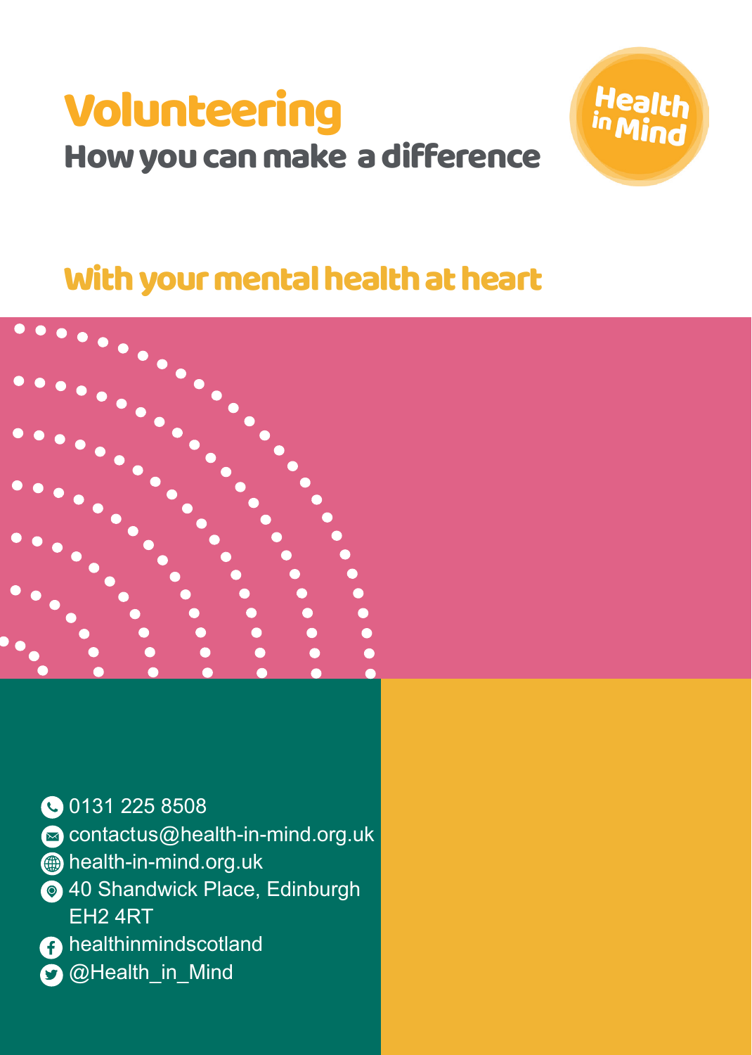# Volunteering

## How you can make a difference

Health in Mind

## With your mental health at heart

0131 225 8508

contactus@health-in-mind.org.uk

health-in-mind.org.uk

40 Shandwick Place, Edinburgh
EH2 4RT

healthinmindscotland

@Health_in_Mind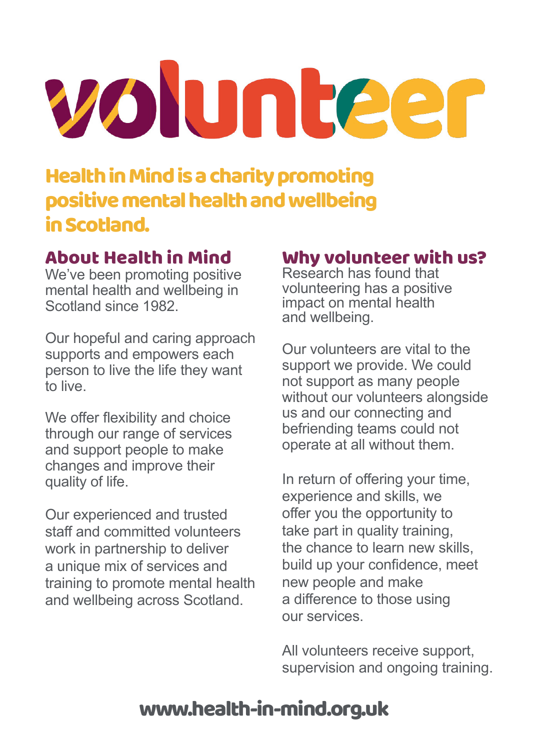# volunteer

**Health in Mind is a charity promoting positive mental health and wellbeing in Scotland.**

## About Health in Mind

We've been promoting positive mental health and wellbeing in Scotland since 1982.

Our hopeful and caring approach supports and empowers each person to live the life they want to live.

We offer flexibility and choice through our range of services and support people to make changes and improve their quality of life.

Our experienced and trusted staff and committed volunteers work in partnership to deliver a unique mix of services and training to promote mental health and wellbeing across Scotland.

## Why volunteer with us?

Research has found that volunteering has a positive impact on mental health and wellbeing.

Our volunteers are vital to the support we provide. We could not support as many people without our volunteers alongside us and our connecting and befriending teams could not operate at all without them.

In return of offering your time, experience and skills, we offer you the opportunity to take part in quality training, the chance to learn new skills, build up your confidence, meet new people and make a difference to those using our services.

All volunteers receive support, supervision and ongoing training.

**www.health-in-mind.org.uk**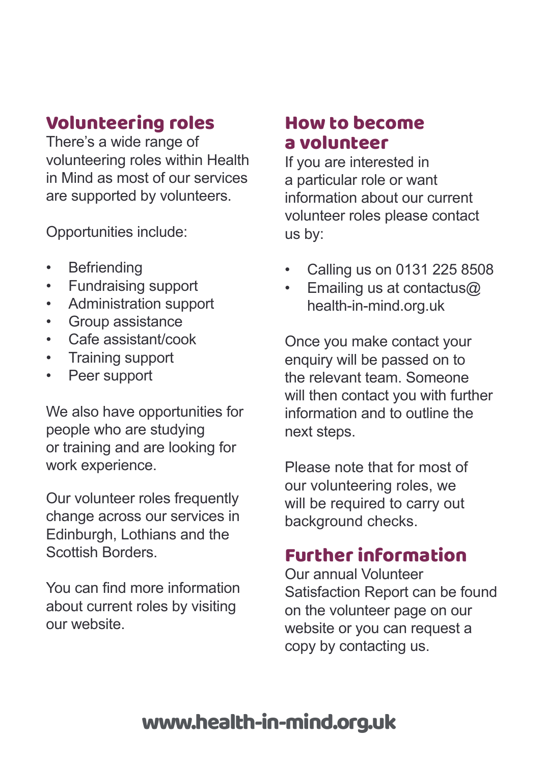## Volunteering roles

There's a wide range of volunteering roles within Health in Mind as most of our services are supported by volunteers.

Opportunities include:

- Befriending
- Fundraising support
- Administration support
- Group assistance
- Cafe assistant/cook
- Training support
- Peer support

We also have opportunities for people who are studying or training and are looking for work experience.

Our volunteer roles frequently change across our services in Edinburgh, Lothians and the Scottish Borders.

You can find more information about current roles by visiting our website.

## How to become a volunteer

If you are interested in a particular role or want information about our current volunteer roles please contact us by:

- Calling us on 0131 225 8508
- Emailing us at contactus@health-in-mind.org.uk

Once you make contact your enquiry will be passed on to the relevant team. Someone will then contact you with further information and to outline the next steps.

Please note that for most of our volunteering roles, we will be required to carry out background checks.

## Further information

Our annual Volunteer Satisfaction Report can be found on the volunteer page on our website or you can request a copy by contacting us.

**www.health-in-mind.org.uk**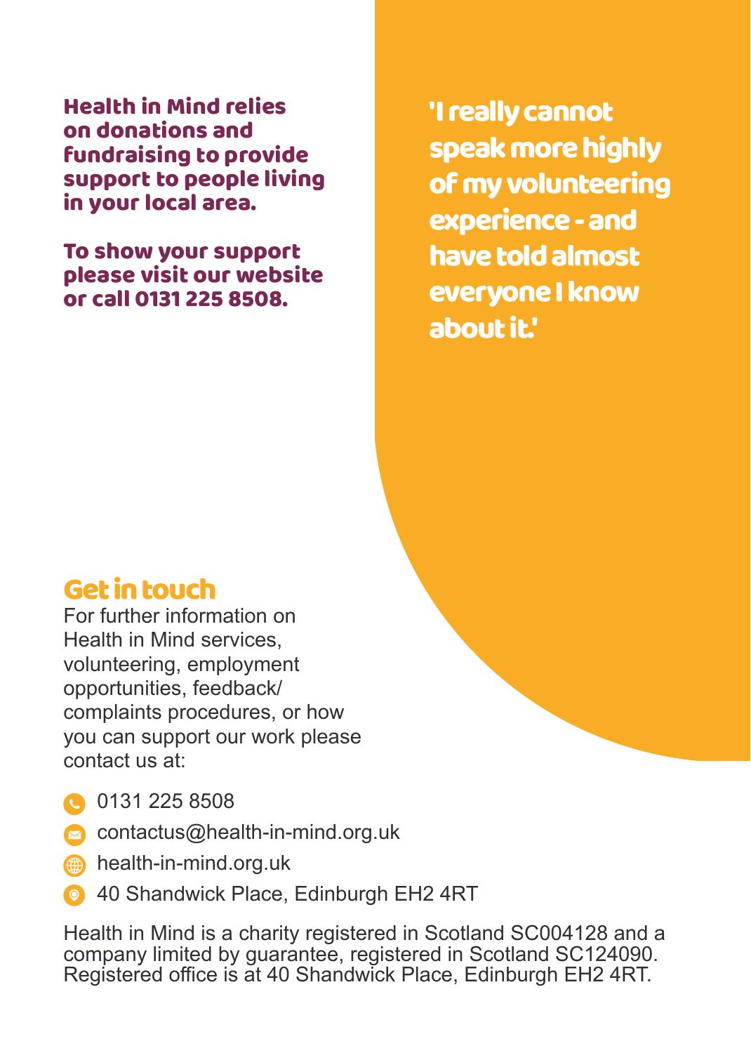**Health in Mind relies on donations and fundraising to provide support to people living in your local area.**

**To show your support please visit our website or call 0131 225 8508.**

**'I really cannot speak more highly of my volunteering experience - and have told almost everyone I know about it.'**

## Get in touch

For further information on Health in Mind services, volunteering, employment opportunities, feedback/ complaints procedures, or how you can support our work please contact us at:

- 0131 225 8508
- contactus@health-in-mind.org.uk
- health-in-mind.org.uk
- 40 Shandwick Place, Edinburgh EH2 4RT

Health in Mind is a charity registered in Scotland SC004128 and a company limited by guarantee, registered in Scotland SC124090. Registered office is at 40 Shandwick Place, Edinburgh EH2 4RT.